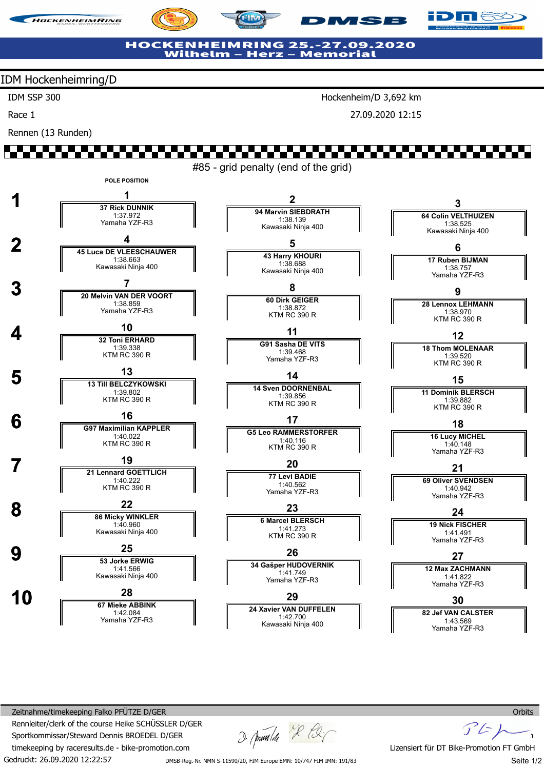# HOCKENHEIMRING 25.-27.09.2020
## Wilhelm – Herz – Memorial

## IDM Hockenheimring/D

IDM SSP 300 — Hockenheim/D 3,692 km

Race 1 — 27.09.2020 12:15

Rennen (13 Runden)

#85 - grid penalty (end of the grid)

POLE POSITION

| Row | Pos | No. | Rider | Time | Bike |
|---|---|---|---|---|---|
| 1 | 1 | 37 | Rick DUNNIK | 1:37.972 | Yamaha YZF-R3 |
| 1 | 2 | 94 | Marvin SIEBDRATH | 1:38.139 | Kawasaki Ninja 400 |
| 1 | 3 | 64 | Colin VELTHUIZEN | 1:38.525 | Kawasaki Ninja 400 |
| 2 | 4 | 45 | Luca DE VLEESCHAUWER | 1:38.663 | Kawasaki Ninja 400 |
| 2 | 5 | 43 | Harry KHOURI | 1:38.688 | Kawasaki Ninja 400 |
| 2 | 6 | 17 | Ruben BIJMAN | 1:38.757 | Yamaha YZF-R3 |
| 3 | 7 | 20 | Melvin VAN DER VOORT | 1:38.859 | Yamaha YZF-R3 |
| 3 | 8 | 60 | Dirk GEIGER | 1:38.872 | KTM RC 390 R |
| 3 | 9 | 28 | Lennox LEHMANN | 1:38.970 | KTM RC 390 R |
| 4 | 10 | 32 | Toni ERHARD | 1:39.338 | KTM RC 390 R |
| 4 | 11 | G91 | Sasha DE VITS | 1:39.468 | Yamaha YZF-R3 |
| 4 | 12 | 18 | Thom MOLENAAR | 1:39.520 | KTM RC 390 R |
| 5 | 13 | 13 | Till BELCZYKOWSKI | 1:39.802 | KTM RC 390 R |
| 5 | 14 | 14 | Sven DOORNENBAL | 1:39.856 | KTM RC 390 R |
| 5 | 15 | 11 | Dominik BLERSCH | 1:39.882 | KTM RC 390 R |
| 6 | 16 | G97 | Maximilian KAPPLER | 1:40.022 | KTM RC 390 R |
| 6 | 17 | G5 | Leo RAMMERSTORFER | 1:40.116 | KTM RC 390 R |
| 6 | 18 | 16 | Lucy MICHEL | 1:40.148 | Yamaha YZF-R3 |
| 7 | 19 | 21 | Lennard GOETTLICH | 1:40.222 | KTM RC 390 R |
| 7 | 20 | 77 | Levi BADIE | 1:40.562 | Yamaha YZF-R3 |
| 7 | 21 | 69 | Oliver SVENDSEN | 1:40.942 | Yamaha YZF-R3 |
| 8 | 22 | 86 | Micky WINKLER | 1:40.960 | Kawasaki Ninja 400 |
| 8 | 23 | 6 | Marcel BLERSCH | 1:41.273 | KTM RC 390 R |
| 8 | 24 | 19 | Nick FISCHER | 1:41.491 | Yamaha YZF-R3 |
| 9 | 25 | 53 | Jorke ERWIG | 1:41.566 | Kawasaki Ninja 400 |
| 9 | 26 | 34 | Gašper HUDOVERNIK | 1:41.749 | Yamaha YZF-R3 |
| 9 | 27 | 12 | Max ZACHMANN | 1:41.822 | Yamaha YZF-R3 |
| 10 | 28 | 67 | Mieke ABBINK | 1:42.084 | Yamaha YZF-R3 |
| 10 | 29 | 24 | Xavier VAN DUFFELEN | 1:42.700 | Kawasaki Ninja 400 |
| 10 | 30 | 82 | Jef VAN CALSTER | 1:43.569 | Yamaha YZF-R3 |

Zeitnahme/timekeeping Falko PFÜTZE D/GER — Orbits

Rennleiter/clerk of the course Heike SCHÜSSLER D/GER

Sportkommissar/Steward Dennis BROEDEL D/GER

timekeeping by raceresults.de - bike-promotion.com — Lizensiert für DT Bike-Promotion FT GmbH

Gedruckt: 26.09.2020 12:22:57

DMSB-Reg.-Nr. NMN S-11590/20, FIM Europe EMN: 10/747 FIM IMN: 191/83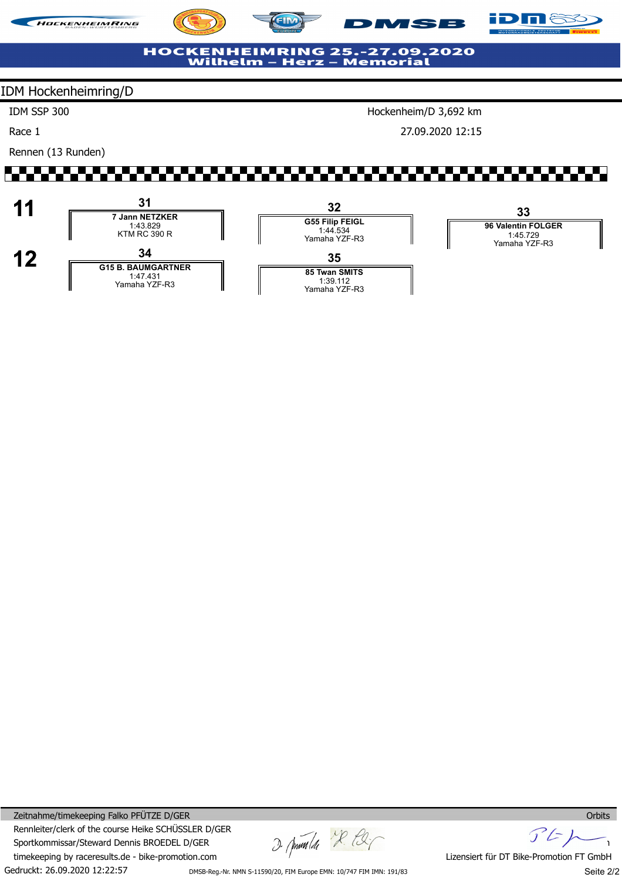# HOCKENHEIMRING 25.-27.09.2020
## Wilhelm – Herz – Memorial

## IDM Hockenheimring/D

IDM SSP 300 — Hockenheim/D 3,692 km

Race 1 — 27.09.2020 12:15

Rennen (13 Runden)

| Row | | | |
|---|---|---|---|
| 11 | **31**<br>**7 Jann NETZKER**<br>1:43.829<br>KTM RC 390 R | **32**<br>**G55 Filip FEIGL**<br>1:44.534<br>Yamaha YZF-R3 | **33**<br>**96 Valentin FOLGER**<br>1:45.729<br>Yamaha YZF-R3 |
| 12 | **34**<br>**G15 B. BAUMGARTNER**<br>1:47.431<br>Yamaha YZF-R3 | **35**<br>**85 Twan SMITS**<br>1:39.112<br>Yamaha YZF-R3 | |

Zeitnahme/timekeeping Falko PFÜTZE D/GER

Rennleiter/clerk of the course Heike SCHÜSSLER D/GER

Sportkommissar/Steward Dennis BROEDEL D/GER

timekeeping by raceresults.de - bike-promotion.com

Gedruckt: 26.09.2020 12:22:57

DMSB-Reg.-Nr. NMN S-11590/20, FIM Europe EMN: 10/747 FIM IMN: 191/83

Orbits

Lizensiert für DT Bike-Promotion FT GmbH